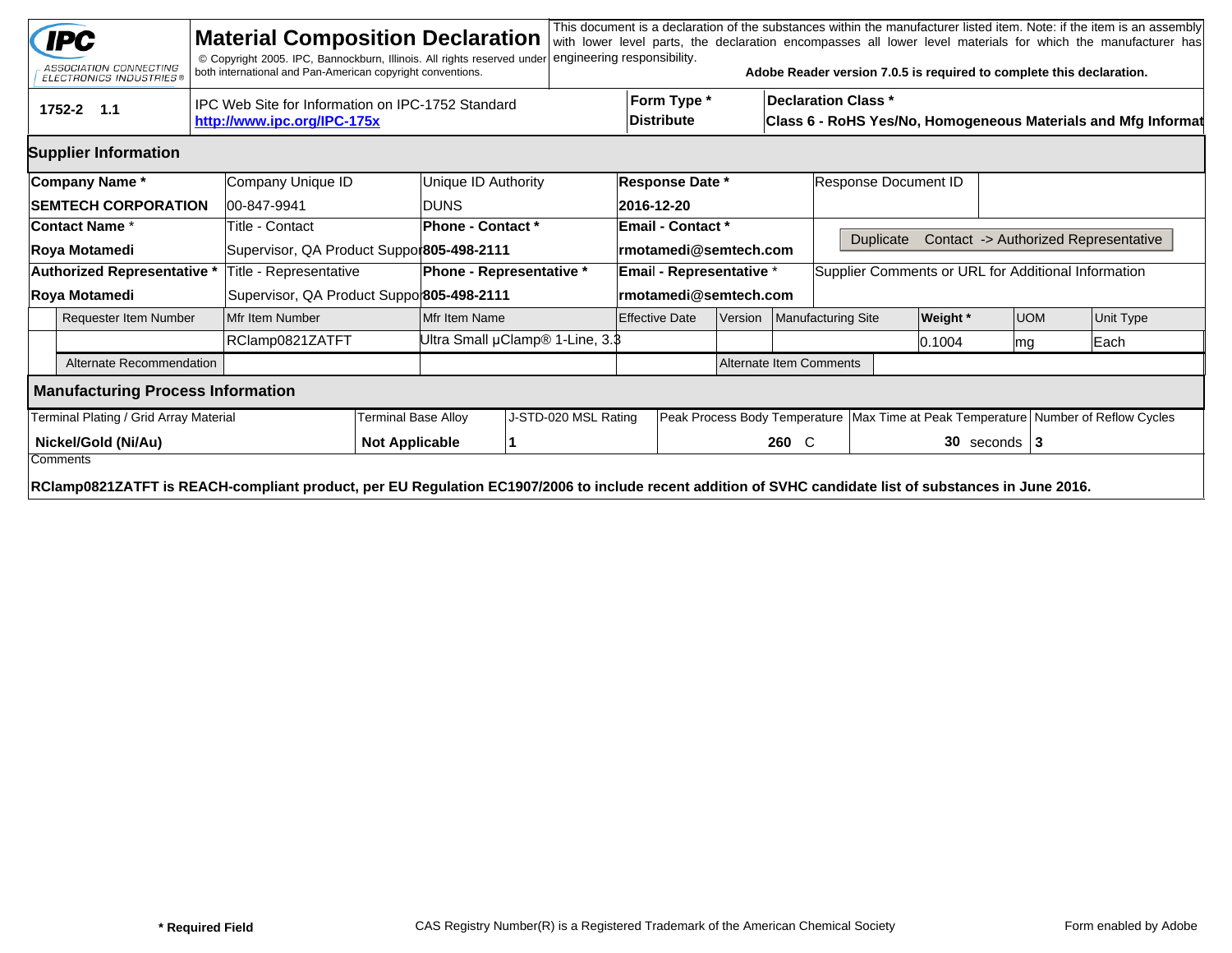**IPC** ASSOCIATION CONNECTING ELECTRONICS INDUSTRIES®

# Material Composition Declaration

© Copyright 2005. IPC, Bannockburn, Illinois. All rights reserved under both international and Pan-American copyright conventions.

This document is a declaration of the substances within the manufacturer listed item. Note: if the item is an assembly with lower level parts, the declaration encompasses all lower level materials for which the manufacturer has engineering responsibility.

**Adobe Reader version 7.0.5 is required to complete this declaration.**

| 1752-2 1.1 | IPC Web Site for Information on IPC-1752 Standard http://www.ipc.org/IPC-175x | **Form Type *** **Distribute** | **Declaration Class *** **Class 6 - RoHS Yes/No, Homogeneous Materials and Mfg Informat** |
|---|---|---|---|

## Supplier Information

| **Company Name *** | Company Unique ID | Unique ID Authority | **Response Date *** | Response Document ID |
|---|---|---|---|---|
| **SEMTECH CORPORATION** | 00-847-9941 | DUNS | **2016-12-20** | |
| **Contact Name *** | Title - Contact | **Phone - Contact *** | **Email - Contact *** | Duplicate Contact -> Authorized Representative |
| **Roya Motamedi** | Supervisor, QA Product Suppor | **805-498-2111** | **rmotamedi@semtech.com** | |
| **Authorized Representative *** | Title - Representative | **Phone - Representative *** | **Email - Representative *** | Supplier Comments or URL for Additional Information |
| **Roya Motamedi** | Supervisor, QA Product Suppo | **805-498-2111** | **rmotamedi@semtech.com** | |

| Requester Item Number | Mfr Item Number | Mfr Item Name | Effective Date | Version | Manufacturing Site | **Weight *** | UOM | Unit Type |
|---|---|---|---|---|---|---|---|---|
| | RClamp0821ZATFT | Ultra Small µClamp® 1-Line, 3.3 | | | | 0.1004 | mg | Each |
| Alternate Recommendation | | | | Alternate Item Comments | | | | |

## Manufacturing Process Information

| Terminal Plating / Grid Array Material | Terminal Base Alloy | J-STD-020 MSL Rating | Peak Process Body Temperature | Max Time at Peak Temperature | Number of Reflow Cycles |
|---|---|---|---|---|---|
| **Nickel/Gold (Ni/Au)** | **Not Applicable** | **1** | **260** C | **30** seconds | **3** |

Comments

**RClamp0821ZATFT is REACH-compliant product, per EU Regulation EC1907/2006 to include recent addition of SVHC candidate list of substances in June 2016.**

**\* Required Field** CAS Registry Number(R) is a Registered Trademark of the American Chemical Society Form enabled by Adobe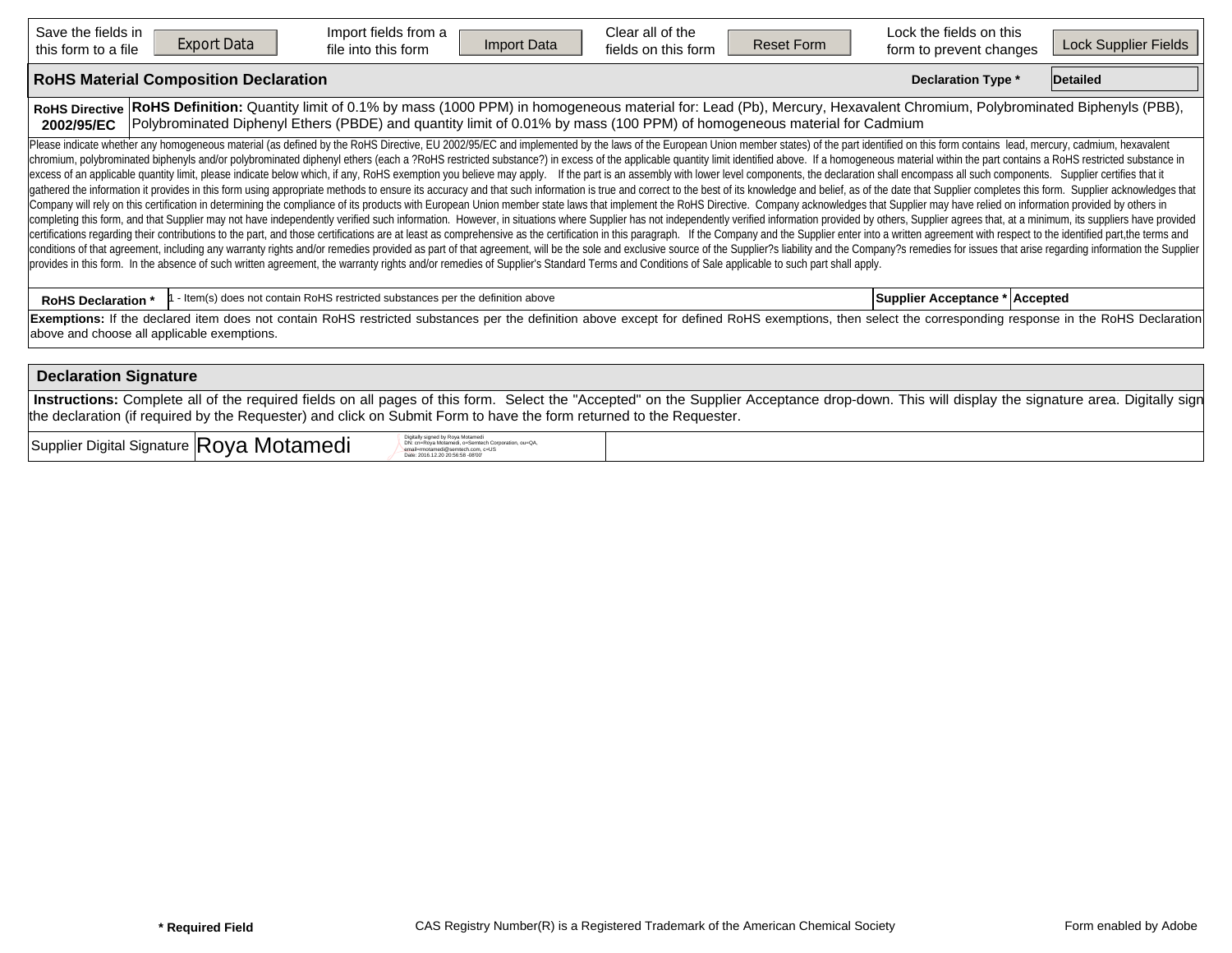| Save the fields in this form to a file | Export Data | Import fields from a file into this form | Import Data | Clear all of the fields on this form | Reset Form | Lock the fields on this form to prevent changes | Lock Supplier Fields |
|---|---|---|---|---|---|---|---|

## RoHS Material Composition Declaration

**Declaration Type *** Detailed

| **RoHS Directive 2002/95/EC** | **RoHS Definition:** Quantity limit of 0.1% by mass (1000 PPM) in homogeneous material for: Lead (Pb), Mercury, Hexavalent Chromium, Polybrominated Biphenyls (PBB), Polybrominated Diphenyl Ethers (PBDE) and quantity limit of 0.01% by mass (100 PPM) of homogeneous material for Cadmium |
|---|---|

Please indicate whether any homogeneous material (as defined by the RoHS Directive, EU 2002/95/EC and implemented by the laws of the European Union member states) of the part identified on this form contains lead, mercury, cadmium, hexavalent chromium, polybrominated biphenyls and/or polybrominated diphenyl ethers (each a ?RoHS restricted substance?) in excess of the applicable quantity limit identified above. If a homogeneous material within the part contains a RoHS restricted substance in excess of an applicable quantity limit, please indicate below which, if any, RoHS exemption you believe may apply. If the part is an assembly with lower level components, the declaration shall encompass all such components. Supplier certifies that it gathered the information it provides in this form using appropriate methods to ensure its accuracy and that such information is true and correct to the best of its knowledge and belief, as of the date that Supplier completes this form. Supplier acknowledges that Company will rely on this certification in determining the compliance of its products with European Union member state laws that implement the RoHS Directive. Company acknowledges that Supplier may have relied on information provided by others in completing this form, and that Supplier may not have independently verified such information. However, in situations where Supplier has not independently verified information provided by others, Supplier agrees that, at a minimum, its suppliers have provided certifications regarding their contributions to the part, and those certifications are at least as comprehensive as the certification in this paragraph. If the Company and the Supplier enter into a written agreement with respect to the identified part,the terms and conditions of that agreement, including any warranty rights and/or remedies provided as part of that agreement, will be the sole and exclusive source of the Supplier?s liability and the Company?s remedies for issues that arise regarding information the Supplier provides in this form. In the absence of such written agreement, the warranty rights and/or remedies of Supplier's Standard Terms and Conditions of Sale applicable to such part shall apply.

| **RoHS Declaration *** | 1 - Item(s) does not contain RoHS restricted substances per the definition above | **Supplier Acceptance *** | Accepted |
|---|---|---|---|

**Exemptions:** If the declared item does not contain RoHS restricted substances per the definition above except for defined RoHS exemptions, then select the corresponding response in the RoHS Declaration above and choose all applicable exemptions.

## Declaration Signature

**Instructions:** Complete all of the required fields on all pages of this form. Select the "Accepted" on the Supplier Acceptance drop-down. This will display the signature area. Digitally sign the declaration (if required by the Requester) and click on Submit Form to have the form returned to the Requester.

| Supplier Digital Signature | Roya Motamedi — Digitally signed by Roya Motamedi DN: cn=Roya Motamedi, o=Semtech Corporation, ou=QA, email=rmotamedi@semtech.com, c=US Date: 2018.12.20 20:56:58 -08'00' | |
|---|---|---|

**\* Required Field** — CAS Registry Number(R) is a Registered Trademark of the American Chemical Society — Form enabled by Adobe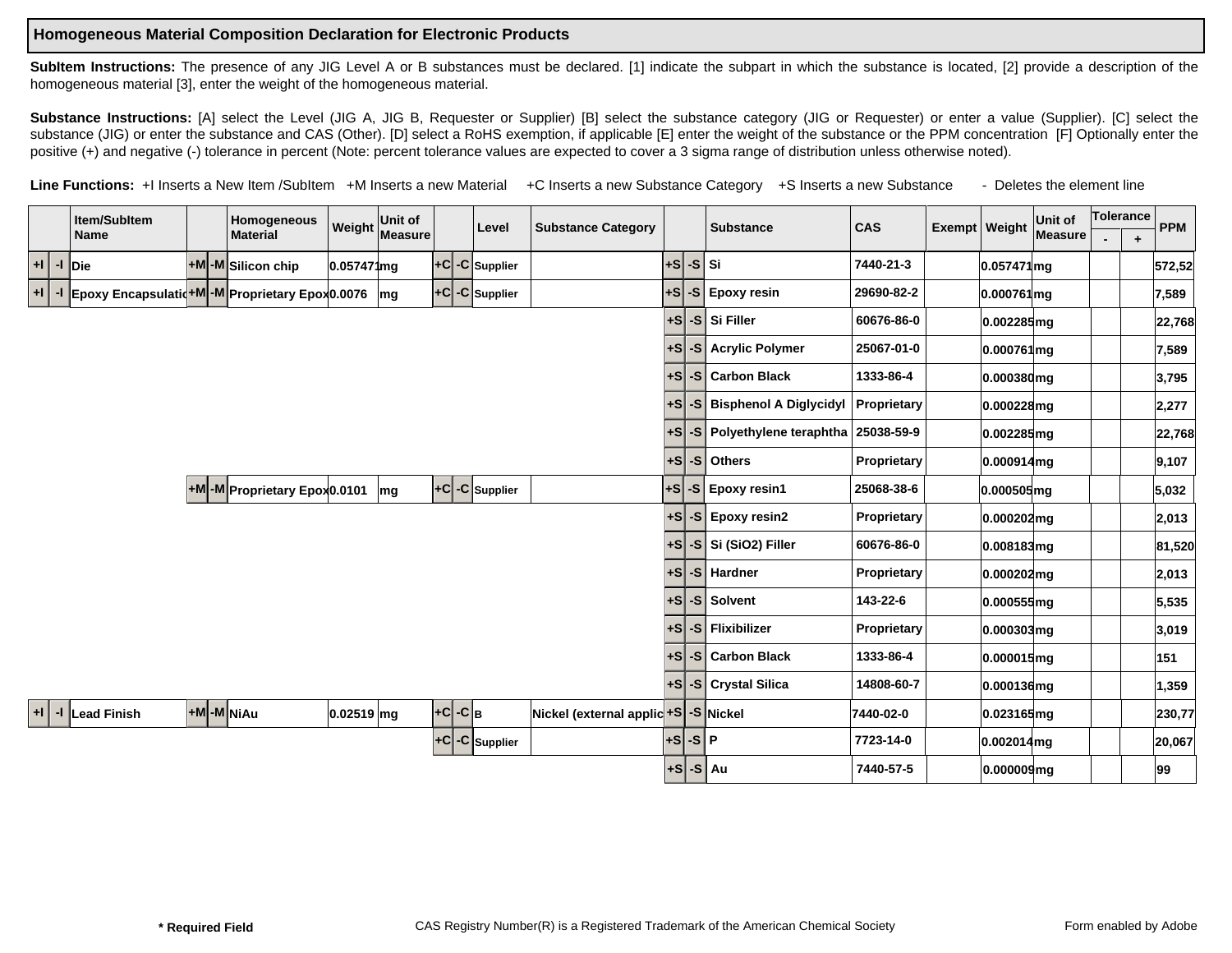## Homogeneous Material Composition Declaration for Electronic Products

**SubItem Instructions:** The presence of any JIG Level A or B substances must be declared. [1] indicate the subpart in which the substance is located, [2] provide a description of the homogeneous material [3], enter the weight of the homogeneous material.

**Substance Instructions:** [A] select the Level (JIG A, JIG B, Requester or Supplier) [B] select the substance category (JIG or Requester) or enter a value (Supplier). [C] select the substance (JIG) or enter the substance and CAS (Other). [D] select a RoHS exemption, if applicable [E] enter the weight of the substance or the PPM concentration [F] Optionally enter the positive (+) and negative (-) tolerance in percent (Note: percent tolerance values are expected to cover a 3 sigma range of distribution unless otherwise noted).

**Line Functions:** +I Inserts a New Item /SubItem +M Inserts a new Material +C Inserts a new Substance Category +S Inserts a new Substance - Deletes the element line

| Item/SubItem Name | Homogeneous Material | Weight | Unit of Measure | Level | Substance Category | Substance | CAS | Exempt | Weight | Unit of Measure | Tolerance - | Tolerance + | PPM |
|---|---|---|---|---|---|---|---|---|---|---|---|---|---|
| Die | Silicon chip | 0.057471 | mg | Supplier | | Si | 7440-21-3 | | 0.057471 | mg | | | 572,52 |
| Epoxy Encapsulatio | Proprietary Epox | 0.0076 | mg | Supplier | | Epoxy resin | 29690-82-2 | | 0.000761 | mg | | | 7,589 |
| | | | | | | Si Filler | 60676-86-0 | | 0.002285 | mg | | | 22,768 |
| | | | | | | Acrylic Polymer | 25067-01-0 | | 0.000761 | mg | | | 7,589 |
| | | | | | | Carbon Black | 1333-86-4 | | 0.000380 | mg | | | 3,795 |
| | | | | | | Bisphenol A Diglycidyl | Proprietary | | 0.000228 | mg | | | 2,277 |
| | | | | | | Polyethylene teraphtha | 25038-59-9 | | 0.002285 | mg | | | 22,768 |
| | | | | | | Others | Proprietary | | 0.000914 | mg | | | 9,107 |
| | Proprietary Epox | 0.0101 | mg | Supplier | | Epoxy resin1 | 25068-38-6 | | 0.000505 | mg | | | 5,032 |
| | | | | | | Epoxy resin2 | Proprietary | | 0.000202 | mg | | | 2,013 |
| | | | | | | Si (SiO2) Filler | 60676-86-0 | | 0.008183 | mg | | | 81,520 |
| | | | | | | Hardner | Proprietary | | 0.000202 | mg | | | 2,013 |
| | | | | | | Solvent | 143-22-6 | | 0.000555 | mg | | | 5,535 |
| | | | | | | Flixibilizer | Proprietary | | 0.000303 | mg | | | 3,019 |
| | | | | | | Carbon Black | 1333-86-4 | | 0.000015 | mg | | | 151 |
| | | | | | | Crystal Silica | 14808-60-7 | | 0.000136 | mg | | | 1,359 |
| Lead Finish | NiAu | 0.02519 | mg | B | Nickel (external applic | Nickel | 7440-02-0 | | 0.023165 | mg | | | 230,77 |
| | | | | Supplier | | P | 7723-14-0 | | 0.002014 | mg | | | 20,067 |
| | | | | | | Au | 7440-57-5 | | 0.000009 | mg | | | 99 |

* Required Field

CAS Registry Number(R) is a Registered Trademark of the American Chemical Society

Form enabled by Adobe